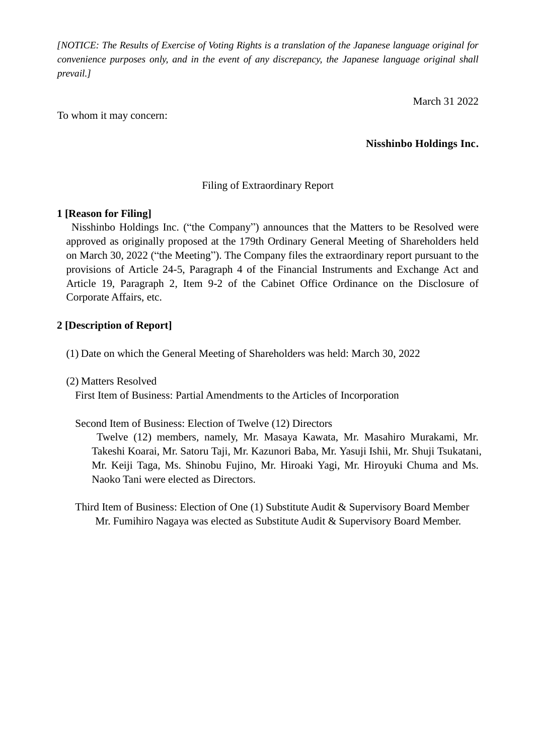*[NOTICE: The Results of Exercise of Voting Rights is a translation of the Japanese language original for convenience purposes only, and in the event of any discrepancy, the Japanese language original shall prevail.]*

March 31 2022

To whom it may concern:

**Nisshinbo Holdings Inc.**

Filing of Extraordinary Report

**1 [Reason for Filing]**

Nisshinbo Holdings Inc. ("the Company") announces that the Matters to be Resolved were approved as originally proposed at the 179th Ordinary General Meeting of Shareholders held on March 30, 2022 ("the Meeting"). The Company files the extraordinary report pursuant to the provisions of Article 24-5, Paragraph 4 of the Financial Instruments and Exchange Act and Article 19, Paragraph 2, Item 9-2 of the Cabinet Office Ordinance on the Disclosure of Corporate Affairs, etc.

**2 [Description of Report]**

(1) Date on which the General Meeting of Shareholders was held: March 30, 2022

(2) Matters Resolved

First Item of Business: Partial Amendments to the Articles of Incorporation

Second Item of Business: Election of Twelve (12) Directors

Twelve (12) members, namely, Mr. Masaya Kawata, Mr. Masahiro Murakami, Mr. Takeshi Koarai, Mr. Satoru Taji, Mr. Kazunori Baba, Mr. Yasuji Ishii, Mr. Shuji Tsukatani, Mr. Keiji Taga, Ms. Shinobu Fujino, Mr. Hiroaki Yagi, Mr. Hiroyuki Chuma and Ms. Naoko Tani were elected as Directors.

Third Item of Business: Election of One (1) Substitute Audit & Supervisory Board Member

Mr. Fumihiro Nagaya was elected as Substitute Audit & Supervisory Board Member.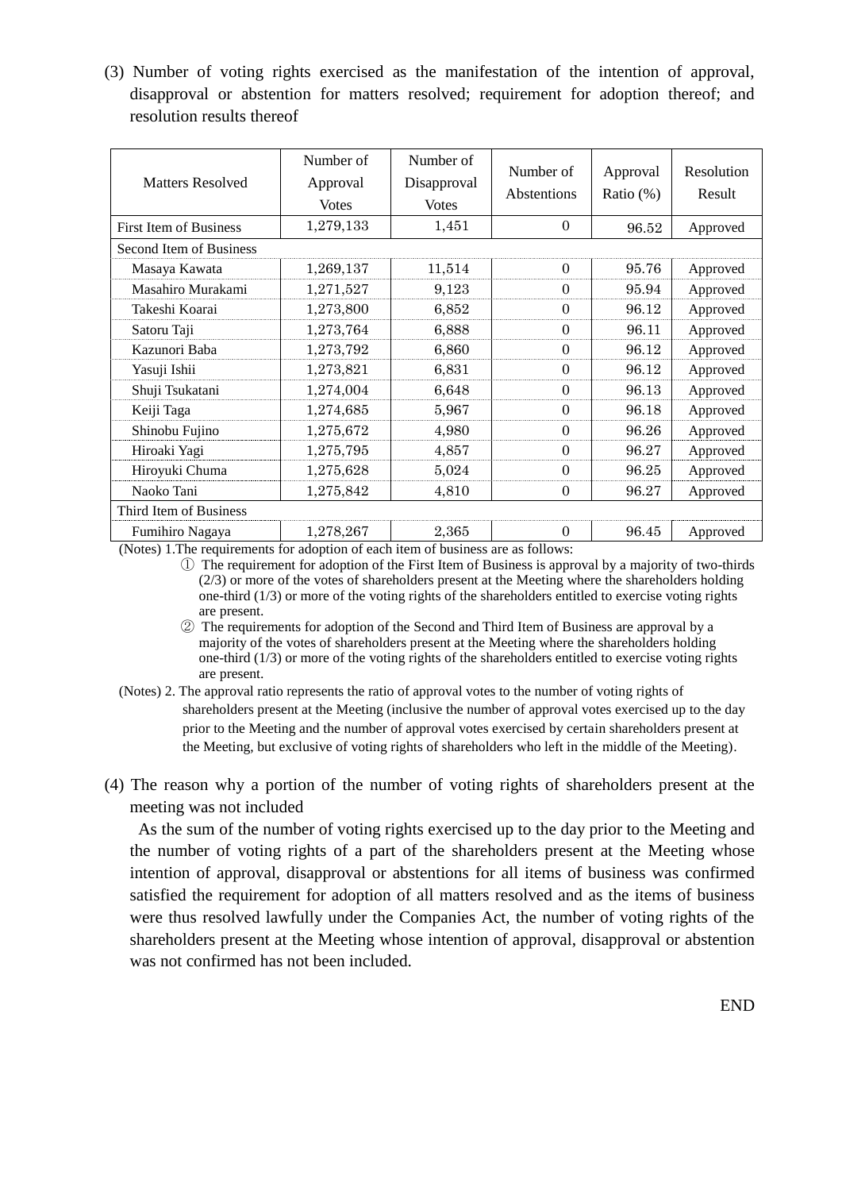(3) Number of voting rights exercised as the manifestation of the intention of approval, disapproval or abstention for matters resolved; requirement for adoption thereof; and resolution results thereof

| Matters Resolved | Number of Approval Votes | Number of Disapproval Votes | Number of Abstentions | Approval Ratio (%) | Resolution Result |
|---|---|---|---|---|---|
| First Item of Business | 1,279,133 | 1,451 | 0 | 96.52 | Approved |
| Second Item of Business | | | | | |
| Masaya Kawata | 1,269,137 | 11,514 | 0 | 95.76 | Approved |
| Masahiro Murakami | 1,271,527 | 9,123 | 0 | 95.94 | Approved |
| Takeshi Koarai | 1,273,800 | 6,852 | 0 | 96.12 | Approved |
| Satoru Taji | 1,273,764 | 6,888 | 0 | 96.11 | Approved |
| Kazunori Baba | 1,273,792 | 6,860 | 0 | 96.12 | Approved |
| Yasuji Ishii | 1,273,821 | 6,831 | 0 | 96.12 | Approved |
| Shuji Tsukatani | 1,274,004 | 6,648 | 0 | 96.13 | Approved |
| Keiji Taga | 1,274,685 | 5,967 | 0 | 96.18 | Approved |
| Shinobu Fujino | 1,275,672 | 4,980 | 0 | 96.26 | Approved |
| Hiroaki Yagi | 1,275,795 | 4,857 | 0 | 96.27 | Approved |
| Hiroyuki Chuma | 1,275,628 | 5,024 | 0 | 96.25 | Approved |
| Naoko Tani | 1,275,842 | 4,810 | 0 | 96.27 | Approved |
| Third Item of Business | | | | | |
| Fumihiro Nagaya | 1,278,267 | 2,365 | 0 | 96.45 | Approved |

(Notes) 1.The requirements for adoption of each item of business are as follows:

① The requirement for adoption of the First Item of Business is approval by a majority of two-thirds (2/3) or more of the votes of shareholders present at the Meeting where the shareholders holding one-third (1/3) or more of the voting rights of the shareholders entitled to exercise voting rights are present.

② The requirements for adoption of the Second and Third Item of Business are approval by a majority of the votes of shareholders present at the Meeting where the shareholders holding one-third (1/3) or more of the voting rights of the shareholders entitled to exercise voting rights are present.

(Notes) 2. The approval ratio represents the ratio of approval votes to the number of voting rights of shareholders present at the Meeting (inclusive the number of approval votes exercised up to the day prior to the Meeting and the number of approval votes exercised by certain shareholders present at the Meeting, but exclusive of voting rights of shareholders who left in the middle of the Meeting).

(4) The reason why a portion of the number of voting rights of shareholders present at the meeting was not included

As the sum of the number of voting rights exercised up to the day prior to the Meeting and the number of voting rights of a part of the shareholders present at the Meeting whose intention of approval, disapproval or abstentions for all items of business was confirmed satisfied the requirement for adoption of all matters resolved and as the items of business were thus resolved lawfully under the Companies Act, the number of voting rights of the shareholders present at the Meeting whose intention of approval, disapproval or abstention was not confirmed has not been included.

END